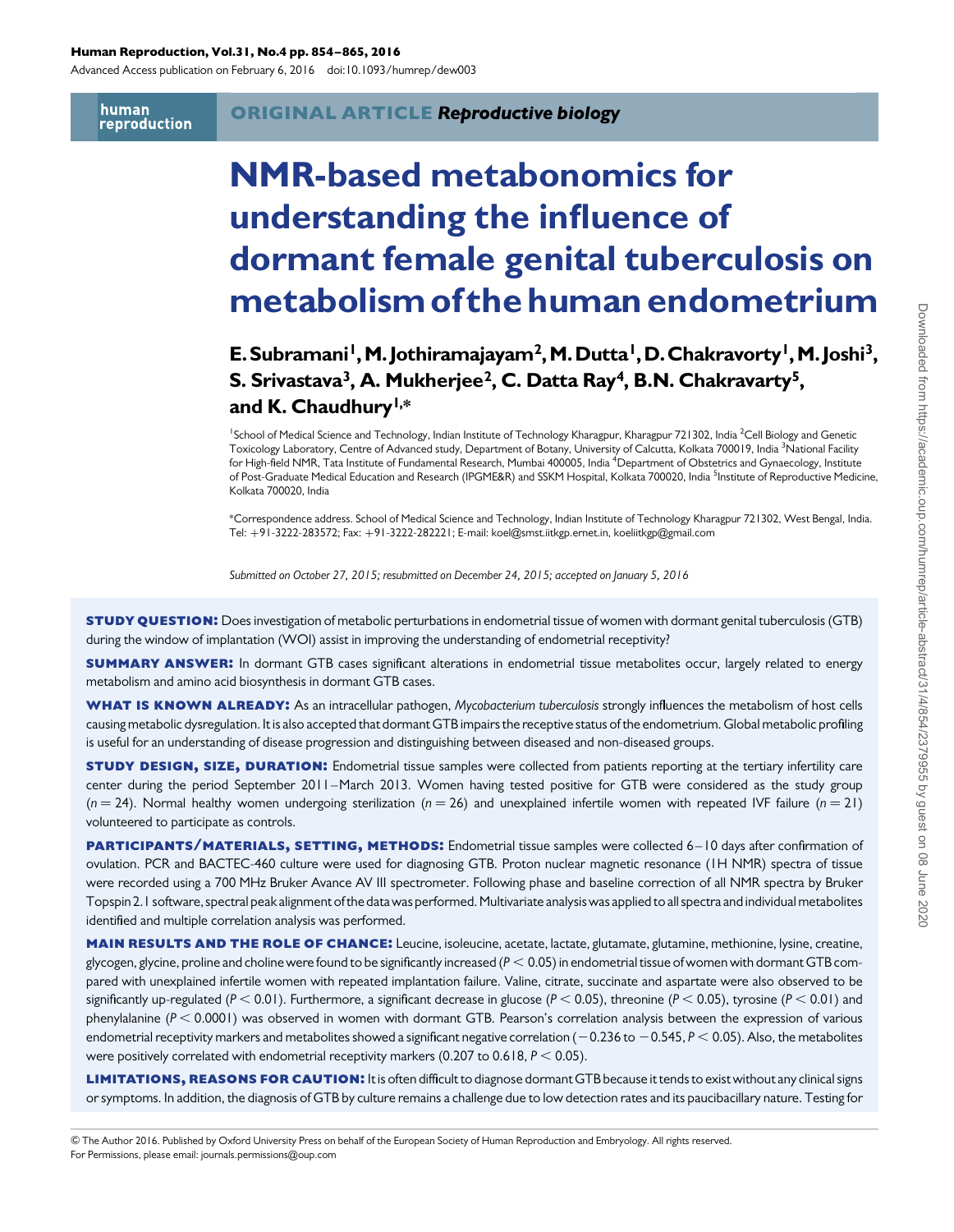ORIGINAL ARTICLE *Reproductive biology*

# NMR-based metabonomics for understanding the influence of dormant female genital tuberculosis on metabolism of the human endometrium

**E. Subramani[1], M. Jothiramajayam[2], M. Dutta[1], D. Chakravorty[1], M. Joshi[3], S. Srivastava[3], A. Mukherjee[2], C. Datta Ray[4], B.N. Chakravarty[5], and K. Chaudhury[1,*]**

[1]School of Medical Science and Technology, Indian Institute of Technology Kharagpur, Kharagpur 721302, India [2]Cell Biology and Genetic Toxicology Laboratory, Centre of Advanced study, Department of Botany, University of Calcutta, Kolkata 700019, India [3]National Facility for High-field NMR, Tata Institute of Fundamental Research, Mumbai 400005, India [4]Department of Obstetrics and Gynaecology, Institute of Post-Graduate Medical Education and Research (IPGME&R) and SSKM Hospital, Kolkata 700020, India [5]Institute of Reproductive Medicine, Kolkata 700020, India

*Correspondence address. School of Medical Science and Technology, Indian Institute of Technology Kharagpur 721302, West Bengal, India. Tel: +91-3222-283572; Fax: +91-3222-282221; E-mail: koel@smst.iitkgp.ernet.in, koeliitkgp@gmail.com

*Submitted on October 27, 2015; resubmitted on December 24, 2015; accepted on January 5, 2016*

**STUDY QUESTION:** Does investigation of metabolic perturbations in endometrial tissue of women with dormant genital tuberculosis (GTB) during the window of implantation (WOI) assist in improving the understanding of endometrial receptivity?

**SUMMARY ANSWER:** In dormant GTB cases significant alterations in endometrial tissue metabolites occur, largely related to energy metabolism and amino acid biosynthesis in dormant GTB cases.

**WHAT IS KNOWN ALREADY:** As an intracellular pathogen, *Mycobacterium tuberculosis* strongly influences the metabolism of host cells causing metabolic dysregulation. It is also accepted that dormant GTB impairs the receptive status of the endometrium. Global metabolic profiling is useful for an understanding of disease progression and distinguishing between diseased and non-diseased groups.

**STUDY DESIGN, SIZE, DURATION:** Endometrial tissue samples were collected from patients reporting at the tertiary infertility care center during the period September 2011–March 2013. Women having tested positive for GTB were considered as the study group ($n = 24$). Normal healthy women undergoing sterilization ($n = 26$) and unexplained infertile women with repeated IVF failure ($n = 21$) volunteered to participate as controls.

**PARTICIPANTS/MATERIALS, SETTING, METHODS:** Endometrial tissue samples were collected 6–10 days after confirmation of ovulation. PCR and BACTEC-460 culture were used for diagnosing GTB. Proton nuclear magnetic resonance (1H NMR) spectra of tissue were recorded using a 700 MHz Bruker Avance AV III spectrometer. Following phase and baseline correction of all NMR spectra by Bruker Topspin 2.1 software, spectral peak alignment of the data was performed. Multivariate analysis was applied to all spectra and individual metabolites identified and multiple correlation analysis was performed.

**MAIN RESULTS AND THE ROLE OF CHANCE:** Leucine, isoleucine, acetate, lactate, glutamate, glutamine, methionine, lysine, creatine, glycogen, glycine, proline and choline were found to be significantly increased ($P < 0.05$) in endometrial tissue of women with dormant GTB compared with unexplained infertile women with repeated implantation failure. Valine, citrate, succinate and aspartate were also observed to be significantly up-regulated ($P < 0.01$). Furthermore, a significant decrease in glucose ($P < 0.05$), threonine ($P < 0.05$), tyrosine ($P < 0.01$) and phenylalanine ($P < 0.0001$) was observed in women with dormant GTB. Pearson's correlation analysis between the expression of various endometrial receptivity markers and metabolites showed a significant negative correlation ($-0.236$ to $-0.545$, $P < 0.05$). Also, the metabolites were positively correlated with endometrial receptivity markers (0.207 to 0.618, $P < 0.05$).

**LIMITATIONS, REASONS FOR CAUTION:** It is often difficult to diagnose dormant GTB because it tends to exist without any clinical signs or symptoms. In addition, the diagnosis of GTB by culture remains a challenge due to low detection rates and its paucibacillary nature. Testing for

© The Author 2016. Published by Oxford University Press on behalf of the European Society of Human Reproduction and Embryology. All rights reserved. For Permissions, please email: journals.permissions@oup.com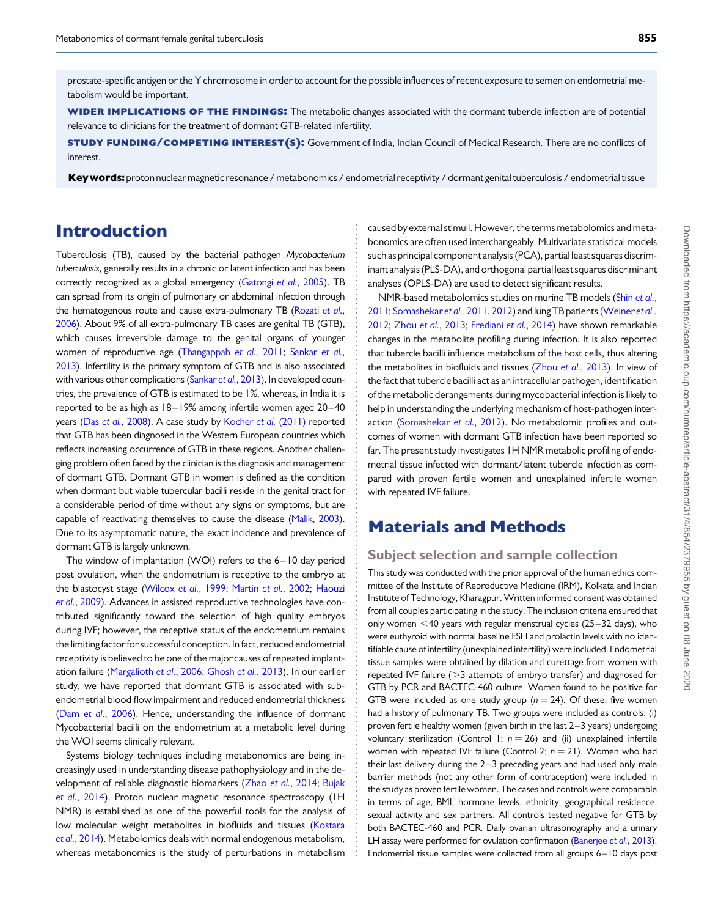prostate-specific antigen or the Y chromosome in order to account for the possible influences of recent exposure to semen on endometrial metabolism would be important.

**WIDER IMPLICATIONS OF THE FINDINGS:** The metabolic changes associated with the dormant tubercle infection are of potential relevance to clinicians for the treatment of dormant GTB-related infertility.

**STUDY FUNDING/COMPETING INTEREST(S):** Government of India, Indian Council of Medical Research. There are no conflicts of interest.

**Key words:** proton nuclear magnetic resonance / metabonomics / endometrial receptivity / dormant genital tuberculosis / endometrial tissue

# Introduction

Tuberculosis (TB), caused by the bacterial pathogen *Mycobacterium tuberculosis*, generally results in a chronic or latent infection and has been correctly recognized as a global emergency (Gatongi *et al.*, 2005). TB can spread from its origin of pulmonary or abdominal infection through the hematogenous route and cause extra-pulmonary TB (Rozati *et al.*, 2006). About 9% of all extra-pulmonary TB cases are genital TB (GTB), which causes irreversible damage to the genital organs of younger women of reproductive age (Thangappah *et al.*, 2011; Sankar *et al.*, 2013). Infertility is the primary symptom of GTB and is also associated with various other complications (Sankar *et al.*, 2013). In developed countries, the prevalence of GTB is estimated to be 1%, whereas, in India it is reported to be as high as 18–19% among infertile women aged 20–40 years (Das *et al.*, 2008). A case study by Kocher *et al.* (2011) reported that GTB has been diagnosed in the Western European countries which reflects increasing occurrence of GTB in these regions. Another challenging problem often faced by the clinician is the diagnosis and management of dormant GTB. Dormant GTB in women is defined as the condition when dormant but viable tubercular bacilli reside in the genital tract for a considerable period of time without any signs or symptoms, but are capable of reactivating themselves to cause the disease (Malik, 2003). Due to its asymptomatic nature, the exact incidence and prevalence of dormant GTB is largely unknown.

The window of implantation (WOI) refers to the 6–10 day period post ovulation, when the endometrium is receptive to the embryo at the blastocyst stage (Wilcox *et al.*, 1999; Martin *et al.*, 2002; Haouzi *et al.*, 2009). Advances in assisted reproductive technologies have contributed significantly toward the selection of high quality embryos during IVF; however, the receptive status of the endometrium remains the limiting factor for successful conception. In fact, reduced endometrial receptivity is believed to be one of the major causes of repeated implantation failure (Margalioth *et al.*, 2006; Ghosh *et al.*, 2013). In our earlier study, we have reported that dormant GTB is associated with subendometrial blood flow impairment and reduced endometrial thickness (Dam *et al.*, 2006). Hence, understanding the influence of dormant Mycobacterial bacilli on the endometrium at a metabolic level during the WOI seems clinically relevant.

Systems biology techniques including metabonomics are being increasingly used in understanding disease pathophysiology and in the development of reliable diagnostic biomarkers (Zhao *et al.*, 2014; Bujak *et al.*, 2014). Proton nuclear magnetic resonance spectroscopy (1H NMR) is established as one of the powerful tools for the analysis of low molecular weight metabolites in biofluids and tissues (Kostara *et al.*, 2014). Metabolomics deals with normal endogenous metabolism, whereas metabonomics is the study of perturbations in metabolism caused by external stimuli. However, the terms metabolomics and metabonomics are often used interchangeably. Multivariate statistical models such as principal component analysis (PCA), partial least squares discriminant analysis (PLS-DA), and orthogonal partial least squares discriminant analyses (OPLS-DA) are used to detect significant results.

NMR-based metabolomics studies on murine TB models (Shin *et al.*, 2011; Somashekar *et al.*, 2011, 2012) and lung TB patients (Weiner *et al.*, 2012; Zhou *et al.*, 2013; Frediani *et al.*, 2014) have shown remarkable changes in the metabolite profiling during infection. It is also reported that tubercle bacilli influence metabolism of the host cells, thus altering the metabolites in biofluids and tissues (Zhou *et al.*, 2013). In view of the fact that tubercle bacilli act as an intracellular pathogen, identification of the metabolic derangements during mycobacterial infection is likely to help in understanding the underlying mechanism of host-pathogen interaction (Somashekar *et al.*, 2012). No metabolomic profiles and outcomes of women with dormant GTB infection have been reported so far. The present study investigates 1H NMR metabolic profiling of endometrial tissue infected with dormant/latent tubercle infection as compared with proven fertile women and unexplained infertile women with repeated IVF failure.

# Materials and Methods

## Subject selection and sample collection

This study was conducted with the prior approval of the human ethics committee of the Institute of Reproductive Medicine (IRM), Kolkata and Indian Institute of Technology, Kharagpur. Written informed consent was obtained from all couples participating in the study. The inclusion criteria ensured that only women <40 years with regular menstrual cycles (25–32 days), who were euthyroid with normal baseline FSH and prolactin levels with no identifiable cause of infertility (unexplained infertility) were included. Endometrial tissue samples were obtained by dilation and curettage from women with repeated IVF failure (>3 attempts of embryo transfer) and diagnosed for GTB by PCR and BACTEC-460 culture. Women found to be positive for GTB were included as one study group ($n = 24$). Of these, five women had a history of pulmonary TB. Two groups were included as controls: (i) proven fertile healthy women (given birth in the last 2–3 years) undergoing voluntary sterilization (Control 1; $n = 26$) and (ii) unexplained infertile women with repeated IVF failure (Control 2; $n = 21$). Women who had their last delivery during the 2–3 preceding years and had used only male barrier methods (not any other form of contraception) were included in the study as proven fertile women. The cases and controls were comparable in terms of age, BMI, hormone levels, ethnicity, geographical residence, sexual activity and sex partners. All controls tested negative for GTB by both BACTEC-460 and PCR. Daily ovarian ultrasonography and a urinary LH assay were performed for ovulation confirmation (Banerjee *et al.*, 2013). Endometrial tissue samples were collected from all groups 6–10 days post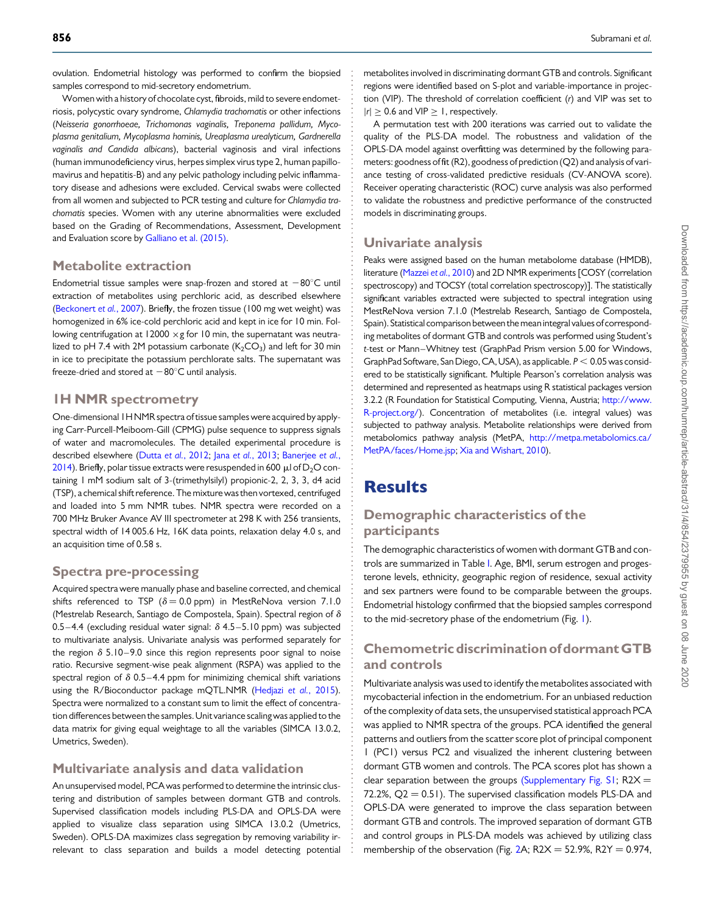ovulation. Endometrial histology was performed to confirm the biopsied samples correspond to mid-secretory endometrium.

Women with a history of chocolate cyst, fibroids, mild to severe endometriosis, polycystic ovary syndrome, *Chlamydia trachomatis* or other infections (*Neisseria gonorrhoeae, Trichomonas vaginalis, Treponema pallidum, Mycoplasma genitalium, Mycoplasma hominis, Ureaplasma urealyticum, Gardnerella vaginalis and Candida albicans*), bacterial vaginosis and viral infections (human immunodeficiency virus, herpes simplex virus type 2, human papillomavirus and hepatitis-B) and any pelvic pathology including pelvic inflammatory disease and adhesions were excluded. Cervical swabs were collected from all women and subjected to PCR testing and culture for *Chlamydia trachomatis* species. Women with any uterine abnormalities were excluded based on the Grading of Recommendations, Assessment, Development and Evaluation score by Galliano et al. (2015).

## Metabolite extraction

Endometrial tissue samples were snap-frozen and stored at −80°C until extraction of metabolites using perchloric acid, as described elsewhere (Beckonert *et al.*, 2007). Briefly, the frozen tissue (100 mg wet weight) was homogenized in 6% ice-cold perchloric acid and kept in ice for 10 min. Following centrifugation at 12000 ×g for 10 min, the supernatant was neutralized to pH 7.4 with 2M potassium carbonate ($K_2CO_3$) and left for 30 min in ice to precipitate the potassium perchlorate salts. The supernatant was freeze-dried and stored at −80°C until analysis.

## 1H NMR spectrometry

One-dimensional 1H NMR spectra of tissue samples were acquired by applying Carr-Purcell-Meiboom-Gill (CPMG) pulse sequence to suppress signals of water and macromolecules. The detailed experimental procedure is described elsewhere (Dutta *et al.*, 2012; Jana *et al.*, 2013; Banerjee *et al.*, 2014). Briefly, polar tissue extracts were resuspended in 600 μl of $D_2O$ containing 1 mM sodium salt of 3-(trimethylsilyl) propionic-2, 2, 3, 3, d4 acid (TSP), a chemical shift reference. The mixture was then vortexed, centrifuged and loaded into 5 mm NMR tubes. NMR spectra were recorded on a 700 MHz Bruker Avance AV III spectrometer at 298 K with 256 transients, spectral width of 14 005.6 Hz, 16K data points, relaxation delay 4.0 s, and an acquisition time of 0.58 s.

## Spectra pre-processing

Acquired spectra were manually phase and baseline corrected, and chemical shifts referenced to TSP ($\delta = 0.0$ ppm) in MestReNova version 7.1.0 (Mestrelab Research, Santiago de Compostela, Spain). Spectral region of $\delta$ 0.5–4.4 (excluding residual water signal: $\delta$ 4.5–5.10 ppm) was subjected to multivariate analysis. Univariate analysis was performed separately for the region $\delta$ 5.10–9.0 since this region represents poor signal to noise ratio. Recursive segment-wise peak alignment (RSPA) was applied to the spectral region of $\delta$ 0.5–4.4 ppm for minimizing chemical shift variations using the R/Bioconductor package mQTL.NMR (Hedjazi *et al.*, 2015). Spectra were normalized to a constant sum to limit the effect of concentration differences between the samples. Unit variance scaling was applied to the data matrix for giving equal weightage to all the variables (SIMCA 13.0.2, Umetrics, Sweden).

## Multivariate analysis and data validation

An unsupervised model, PCA was performed to determine the intrinsic clustering and distribution of samples between dormant GTB and controls. Supervised classification models including PLS-DA and OPLS-DA were applied to visualize class separation using SIMCA 13.0.2 (Umetrics, Sweden). OPLS-DA maximizes class segregation by removing variability irrelevant to class separation and builds a model detecting potential metabolites involved in discriminating dormant GTB and controls. Significant regions were identified based on S-plot and variable-importance in projection (VIP). The threshold of correlation coefficient ($r$) and VIP was set to $|r| \geq 0.6$ and VIP $\geq 1$, respectively.

A permutation test with 200 iterations was carried out to validate the quality of the PLS-DA model. The robustness and validation of the OPLS-DA model against overfitting was determined by the following parameters: goodness of fit (R2), goodness of prediction (Q2) and analysis of variance testing of cross-validated predictive residuals (CV-ANOVA score). Receiver operating characteristic (ROC) curve analysis was also performed to validate the robustness and predictive performance of the constructed models in discriminating groups.

## Univariate analysis

Peaks were assigned based on the human metabolome database (HMDB), literature (Mazzei *et al.*, 2010) and 2D NMR experiments [COSY (correlation spectroscopy) and TOCSY (total correlation spectroscopy)]. The statistically significant variables extracted were subjected to spectral integration using MestReNova version 7.1.0 (Mestrelab Research, Santiago de Compostela, Spain). Statistical comparison between the mean integral values of corresponding metabolites of dormant GTB and controls was performed using Student's *t*-test or Mann–Whitney test (GraphPad Prism version 5.00 for Windows, GraphPad Software, San Diego, CA, USA), as applicable. $P < 0.05$ was considered to be statistically significant. Multiple Pearson's correlation analysis was determined and represented as heatmaps using R statistical packages version 3.2.2 (R Foundation for Statistical Computing, Vienna, Austria; http://www.R-project.org/). Concentration of metabolites (i.e. integral values) was subjected to pathway analysis. Metabolite relationships were derived from metabolomics pathway analysis (MetPA, http://metpa.metabolomics.ca/MetPA/faces/Home.jsp; Xia and Wishart, 2010).

# Results

## Demographic characteristics of the participants

The demographic characteristics of women with dormant GTB and controls are summarized in Table I. Age, BMI, serum estrogen and progesterone levels, ethnicity, geographic region of residence, sexual activity and sex partners were found to be comparable between the groups. Endometrial histology confirmed that the biopsied samples correspond to the mid-secretory phase of the endometrium (Fig. 1).

## Chemometric discrimination of dormant GTB and controls

Multivariate analysis was used to identify the metabolites associated with mycobacterial infection in the endometrium. For an unbiased reduction of the complexity of data sets, the unsupervised statistical approach PCA was applied to NMR spectra of the groups. PCA identified the general patterns and outliers from the scatter score plot of principal component 1 (PC1) versus PC2 and visualized the inherent clustering between dormant GTB women and controls. The PCA scores plot has shown a clear separation between the groups (Supplementary Fig. S1; R2X = 72.2%, Q2 = 0.51). The supervised classification models PLS-DA and OPLS-DA were generated to improve the class separation between dormant GTB and controls. The improved separation of dormant GTB and control groups in PLS-DA models was achieved by utilizing class membership of the observation (Fig. 2A; R2X = 52.9%, R2Y = 0.974,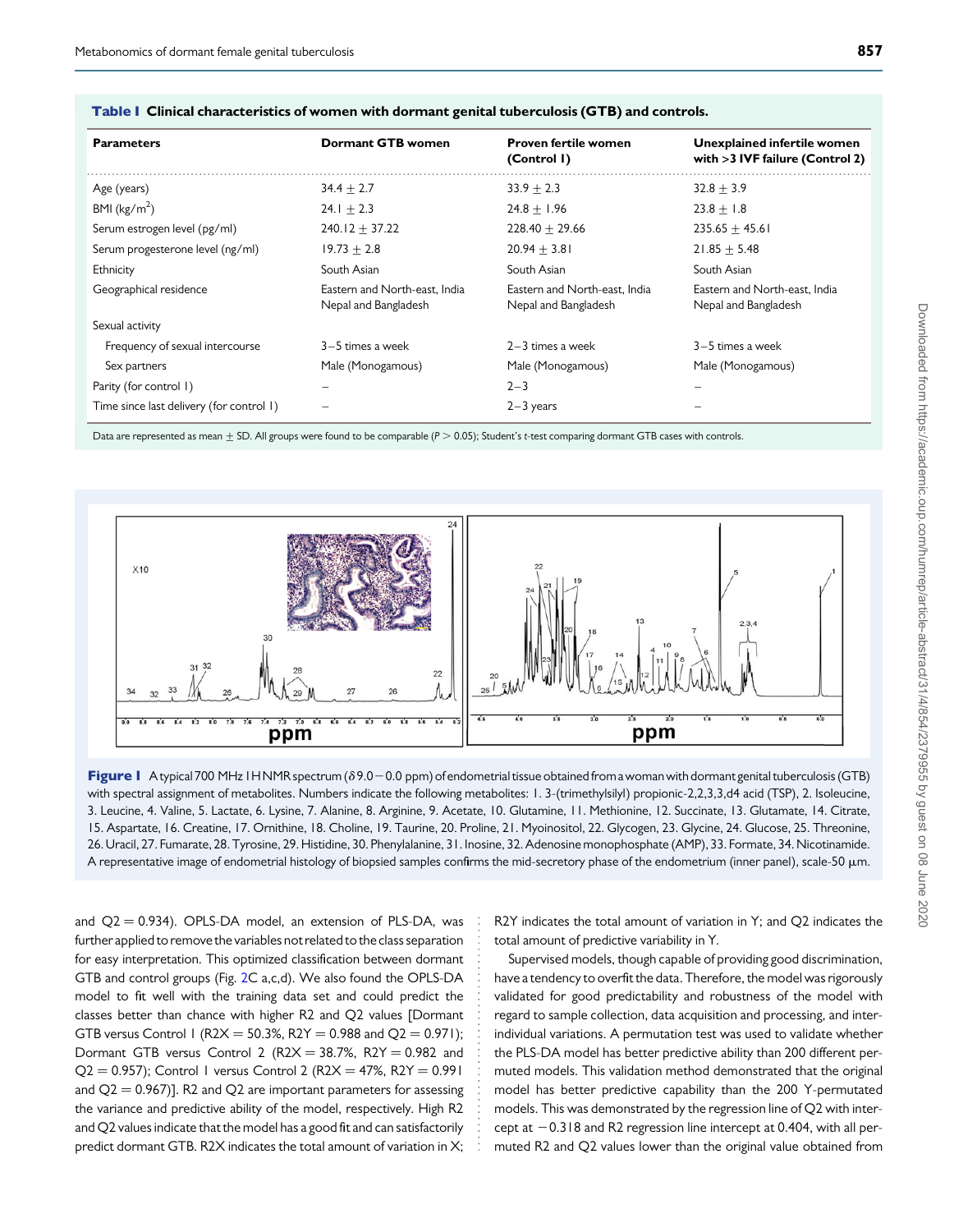**Table I Clinical characteristics of women with dormant genital tuberculosis (GTB) and controls.**

| Parameters | Dormant GTB women | Proven fertile women (Control 1) | Unexplained infertile women with >3 IVF failure (Control 2) |
|---|---|---|---|
| Age (years) | 34.4 ± 2.7 | 33.9 ± 2.3 | 32.8 ± 3.9 |
| BMI (kg/m$^2$) | 24.1 ± 2.3 | 24.8 ± 1.96 | 23.8 ± 1.8 |
| Serum estrogen level (pg/ml) | 240.12 ± 37.22 | 228.40 ± 29.66 | 235.65 ± 45.61 |
| Serum progesterone level (ng/ml) | 19.73 ± 2.8 | 20.94 ± 3.81 | 21.85 ± 5.48 |
| Ethnicity | South Asian | South Asian | South Asian |
| Geographical residence | Eastern and North-east, India Nepal and Bangladesh | Eastern and North-east, India Nepal and Bangladesh | Eastern and North-east, India Nepal and Bangladesh |
| Sexual activity | | | |
| Frequency of sexual intercourse | 3–5 times a week | 2–3 times a week | 3–5 times a week |
| Sex partners | Male (Monogamous) | Male (Monogamous) | Male (Monogamous) |
| Parity (for control 1) | – | 2–3 | – |
| Time since last delivery (for control 1) | – | 2–3 years | – |

Data are represented as mean ± SD. All groups were found to be comparable ($P > 0.05$); Student's *t*-test comparing dormant GTB cases with controls.

**Figure 1** A typical 700 MHz 1H NMR spectrum (δ 9.0 − 0.0 ppm) of endometrial tissue obtained from a woman with dormant genital tuberculosis (GTB) with spectral assignment of metabolites. Numbers indicate the following metabolites: 1. 3-(trimethylsilyl) propionic-2,2,3,3,d4 acid (TSP), 2. Isoleucine, 3. Leucine, 4. Valine, 5. Lactate, 6. Lysine, 7. Alanine, 8. Arginine, 9. Acetate, 10. Glutamine, 11. Methionine, 12. Succinate, 13. Glutamate, 14. Citrate, 15. Aspartate, 16. Creatine, 17. Ornithine, 18. Choline, 19. Taurine, 20. Proline, 21. Myoinositol, 22. Glycogen, 23. Glycine, 24. Glucose, 25. Threonine, 26. Uracil, 27. Fumarate, 28. Tyrosine, 29. Histidine, 30. Phenylalanine, 31. Inosine, 32. Adenosine monophosphate (AMP), 33. Formate, 34. Nicotinamide. A representative image of endometrial histology of biopsied samples confirms the mid-secretory phase of the endometrium (inner panel), scale-50 μm.

and Q2 = 0.934). OPLS-DA model, an extension of PLS-DA, was further applied to remove the variables not related to the class separation for easy interpretation. This optimized classification between dormant GTB and control groups (Fig. 2C a,c,d). We also found the OPLS-DA model to fit well with the training data set and could predict the classes better than chance with higher R2 and Q2 values [Dormant GTB versus Control 1 (R2X = 50.3%, R2Y = 0.988 and Q2 = 0.971); Dormant GTB versus Control 2 (R2X = 38.7%, R2Y = 0.982 and Q2 = 0.957); Control 1 versus Control 2 (R2X = 47%, R2Y = 0.991 and Q2 = 0.967)]. R2 and Q2 are important parameters for assessing the variance and predictive ability of the model, respectively. High R2 and Q2 values indicate that the model has a good fit and can satisfactorily predict dormant GTB. R2X indicates the total amount of variation in X; R2Y indicates the total amount of variation in Y; and Q2 indicates the total amount of predictive variability in Y.

Supervised models, though capable of providing good discrimination, have a tendency to overfit the data. Therefore, the model was rigorously validated for good predictability and robustness of the model with regard to sample collection, data acquisition and processing, and inter-individual variations. A permutation test was used to validate whether the PLS-DA model has better predictive ability than 200 different permuted models. This validation method demonstrated that the original model has better predictive capability than the 200 Y-permutated models. This was demonstrated by the regression line of Q2 with intercept at −0.318 and R2 regression line intercept at 0.404, with all permuted R2 and Q2 values lower than the original value obtained from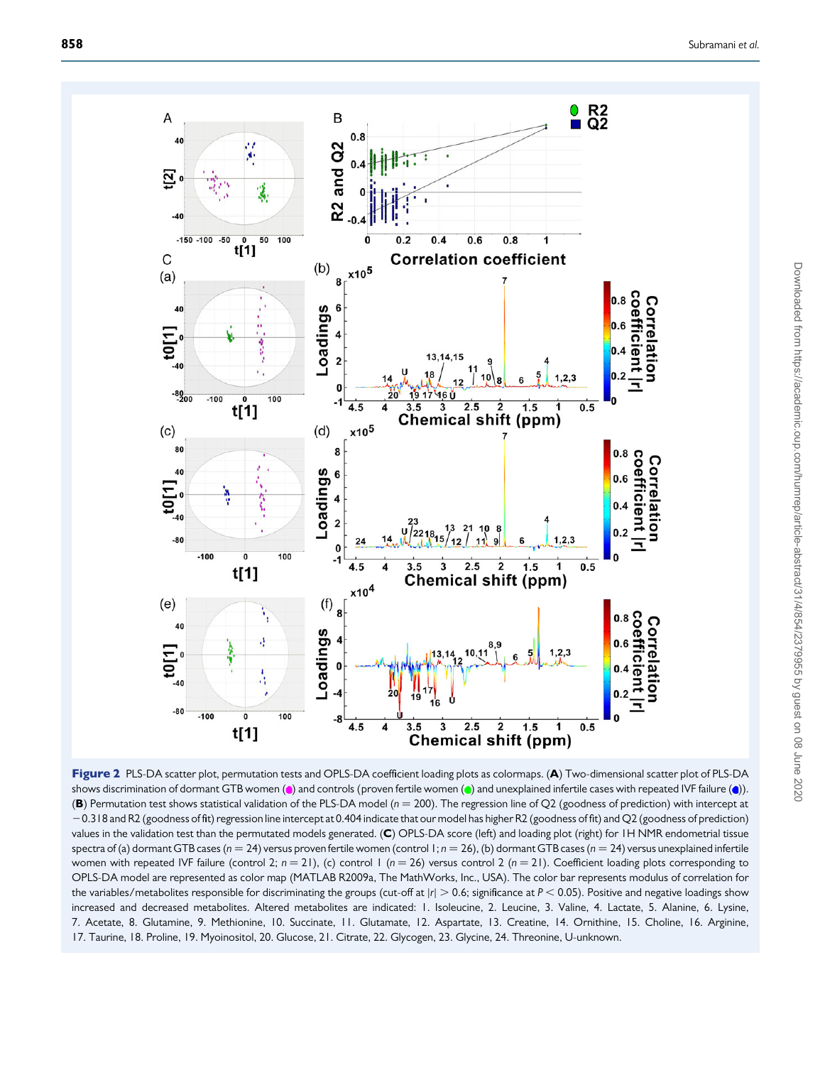**Figure 2** PLS-DA scatter plot, permutation tests and OPLS-DA coefficient loading plots as colormaps. (**A**) Two-dimensional scatter plot of PLS-DA shows discrimination of dormant GTB women (●) and controls (proven fertile women (●) and unexplained infertile cases with repeated IVF failure (●)). (**B**) Permutation test shows statistical validation of the PLS-DA model ($n$ = 200). The regression line of Q2 (goodness of prediction) with intercept at −0.318 and R2 (goodness of fit) regression line intercept at 0.404 indicate that our model has higher R2 (goodness of fit) and Q2 (goodness of prediction) values in the validation test than the permutated models generated. (**C**) OPLS-DA score (left) and loading plot (right) for 1H NMR endometrial tissue spectra of (a) dormant GTB cases ($n$ = 24) versus proven fertile women (control 1; $n$ = 26), (b) dormant GTB cases ($n$ = 24) versus unexplained infertile women with repeated IVF failure (control 2; $n$ = 21), (c) control 1 ($n$ = 26) versus control 2 ($n$ = 21). Coefficient loading plots corresponding to OPLS-DA model are represented as color map (MATLAB R2009a, The MathWorks, Inc., USA). The color bar represents modulus of correlation for the variables/metabolites responsible for discriminating the groups (cut-off at $|r| > 0.6$; significance at $P < 0.05$). Positive and negative loadings show increased and decreased metabolites. Altered metabolites are indicated: 1. Isoleucine, 2. Leucine, 3. Valine, 4. Lactate, 5. Alanine, 6. Lysine, 7. Acetate, 8. Glutamine, 9. Methionine, 10. Succinate, 11. Glutamate, 12. Aspartate, 13. Creatine, 14. Ornithine, 15. Choline, 16. Arginine, 17. Taurine, 18. Proline, 19. Myoinositol, 20. Glucose, 21. Citrate, 22. Glycogen, 23. Glycine, 24. Threonine, U-unknown.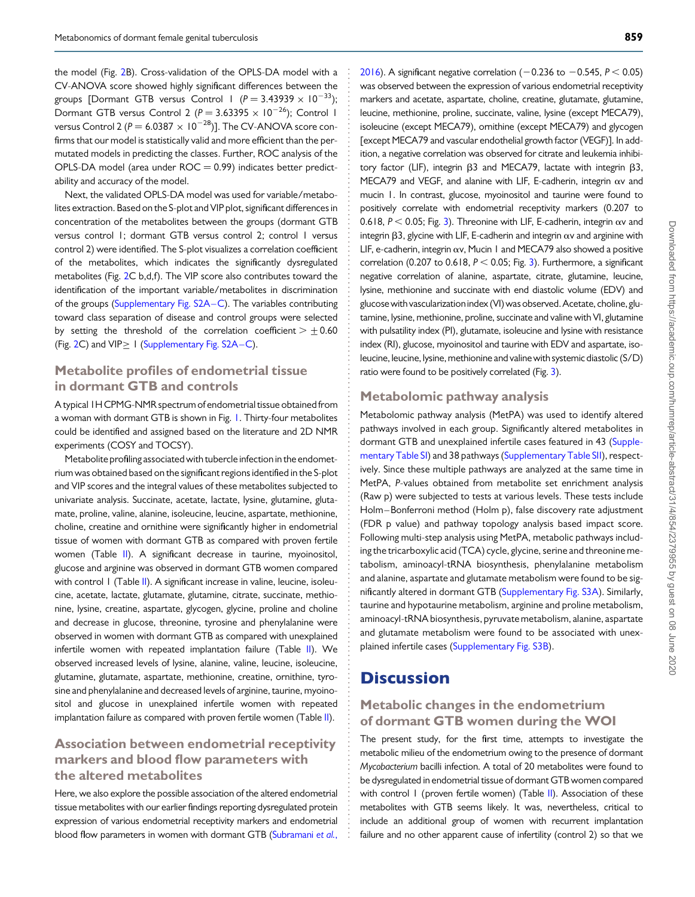the model (Fig. 2B). Cross-validation of the OPLS-DA model with a CV-ANOVA score showed highly significant differences between the groups [Dormant GTB versus Control 1 ($P = 3.43939 \times 10^{-33}$); Dormant GTB versus Control 2 ($P = 3.63395 \times 10^{-26}$); Control 1 versus Control 2 ($P = 6.0387 \times 10^{-28}$)]. The CV-ANOVA score confirms that our model is statistically valid and more efficient than the permutated models in predicting the classes. Further, ROC analysis of the OPLS-DA model (area under ROC = 0.99) indicates better predictability and accuracy of the model.

Next, the validated OPLS-DA model was used for variable/metabolites extraction. Based on the S-plot and VIP plot, significant differences in concentration of the metabolites between the groups (dormant GTB versus control 1; dormant GTB versus control 2; control 1 versus control 2) were identified. The S-plot visualizes a correlation coefficient of the metabolites, which indicates the significantly dysregulated metabolites (Fig. 2C b,d,f). The VIP score also contributes toward the identification of the important variable/metabolites in discrimination of the groups (Supplementary Fig. S2A–C). The variables contributing toward class separation of disease and control groups were selected by setting the threshold of the correlation coefficient > ±0.60 (Fig. 2C) and VIP≥ 1 (Supplementary Fig. S2A–C).

## Metabolite profiles of endometrial tissue in dormant GTB and controls

A typical 1H CPMG-NMR spectrum of endometrial tissue obtained from a woman with dormant GTB is shown in Fig. 1. Thirty-four metabolites could be identified and assigned based on the literature and 2D NMR experiments (COSY and TOCSY).

Metabolite profiling associated with tubercle infection in the endometrium was obtained based on the significant regions identified in the S-plot and VIP scores and the integral values of these metabolites subjected to univariate analysis. Succinate, acetate, lactate, lysine, glutamine, glutamate, proline, valine, alanine, isoleucine, leucine, aspartate, methionine, choline, creatine and ornithine were significantly higher in endometrial tissue of women with dormant GTB as compared with proven fertile women (Table II). A significant decrease in taurine, myoinositol, glucose and arginine was observed in dormant GTB women compared with control 1 (Table II). A significant increase in valine, leucine, isoleucine, acetate, lactate, glutamate, glutamine, citrate, succinate, methionine, lysine, creatine, aspartate, glycogen, glycine, proline and choline and decrease in glucose, threonine, tyrosine and phenylalanine were observed in women with dormant GTB as compared with unexplained infertile women with repeated implantation failure (Table II). We observed increased levels of lysine, alanine, valine, leucine, isoleucine, glutamine, glutamate, aspartate, methionine, creatine, ornithine, tyrosine and and phenylalanine and decreased levels of arginine, taurine, myoinositol and glucose in unexplained infertile women with repeated implantation failure as compared with proven fertile women (Table II).

## Association between endometrial receptivity markers and blood flow parameters with the altered metabolites

Here, we also explore the possible association of the altered endometrial tissue metabolites with our earlier findings reporting dysregulated protein expression of various endometrial receptivity markers and endometrial blood flow parameters in women with dormant GTB (Subramani *et al.*, 2016). A significant negative correlation (−0.236 to −0.545, $P < 0.05$) was observed between the expression of various endometrial receptivity markers and acetate, aspartate, choline, creatine, glutamate, glutamine, leucine, methionine, proline, succinate, valine, lysine (except MECA79), isoleucine (except MECA79), ornithine (except MECA79) and glycogen [except MECA79 and vascular endothelial growth factor (VEGF)]. In addition, a negative correlation was observed for citrate and leukemia inhibitory factor (LIF), integrin β3 and MECA79, lactate with integrin β3, MECA79 and VEGF, and alanine with LIF, E-cadherin, integrin αv and mucin 1. In contrast, glucose, myoinositol and taurine were found to positively correlate with endometrial receptivity markers (0.207 to 0.618, $P < 0.05$; Fig. 3). Threonine with LIF, E-cadherin, integrin αv and integrin β3, glycine with LIF, E-cadherin and integrin αv and arginine with LIF, e-cadherin, integrin αv, Mucin 1 and MECA79 also showed a positive correlation (0.207 to 0.618, $P < 0.05$; Fig. 3). Furthermore, a significant negative correlation of alanine, aspartate, citrate, glutamine, leucine, lysine, methionine and succinate with end diastolic volume (EDV) and glucose with vascularization index (VI) was observed. Acetate, choline, glutamine, lysine, methionine, proline, succinate and valine with VI, glutamine with pulsatility index (PI), glutamate, isoleucine and lysine with resistance index (RI), glucose, myoinositol and taurine with EDV and aspartate, isoleucine, leucine, lysine, methionine and valine with systemic diastolic (S/D) ratio were found to be positively correlated (Fig. 3).

## Metabolomic pathway analysis

Metabolomic pathway analysis (MetPA) was used to identify altered pathways involved in each group. Significantly altered metabolites in dormant GTB and unexplained infertile cases featured in 43 (Supplementary Table SI) and 38 pathways (Supplementary Table SII), respectively. Since these multiple pathways are analyzed at the same time in MetPA, *P*-values obtained from metabolite set enrichment analysis (Raw p) were subjected to tests at various levels. These tests include Holm–Bonferroni method (Holm p), false discovery rate adjustment (FDR p value) and pathway topology analysis based impact score. Following multi-step analysis using MetPA, metabolic pathways including the tricarboxylic acid (TCA) cycle, glycine, serine and threonine metabolism, aminoacyl-tRNA biosynthesis, phenylalanine metabolism and alanine, aspartate and glutamate metabolism were found to be significantly altered in dormant GTB (Supplementary Fig. S3A). Similarly, taurine and hypotaurine metabolism, arginine and proline metabolism, aminoacyl-tRNA biosynthesis, pyruvate metabolism, alanine, aspartate and glutamate metabolism were found to be associated with unexplained infertile cases (Supplementary Fig. S3B).

# Discussion

## Metabolic changes in the endometrium of dormant GTB women during the WOI

The present study, for the first time, attempts to investigate the metabolic milieu of the endometrium owing to the presence of dormant *Mycobacterium* bacilli infection. A total of 20 metabolites were found to be dysregulated in endometrial tissue of dormant GTB women compared with control 1 (proven fertile women) (Table II). Association of these metabolites with GTB seems likely. It was, nevertheless, critical to include an additional group of women with recurrent implantation failure and no other apparent cause of infertility (control 2) so that we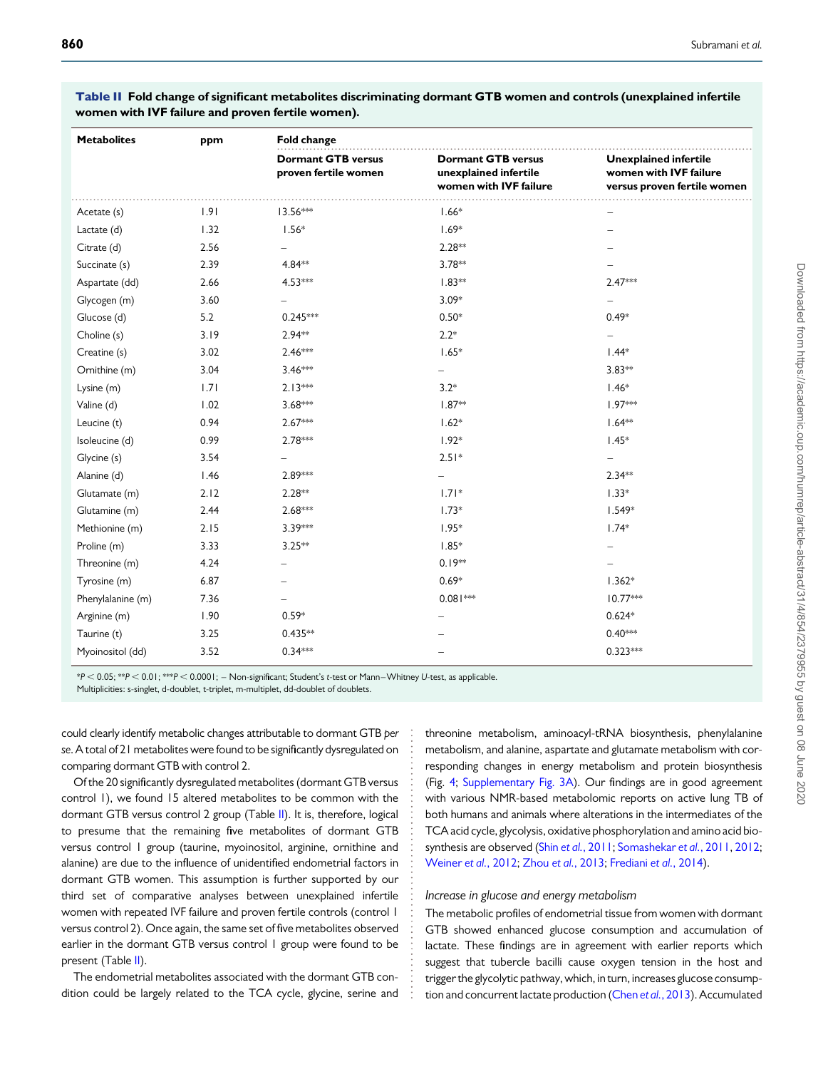**Table II Fold change of significant metabolites discriminating dormant GTB women and controls (unexplained infertile women with IVF failure and proven fertile women).**

| Metabolites | ppm | Fold change | | |
|---|---|---|---|---|
| | | Dormant GTB versus proven fertile women | Dormant GTB versus unexplained infertile women with IVF failure | Unexplained infertile women with IVF failure versus proven fertile women |
| Acetate (s) | 1.91 | 13.56*** | 1.66* | – |
| Lactate (d) | 1.32 | 1.56* | 1.69* | – |
| Citrate (d) | 2.56 | – | 2.28** | – |
| Succinate (s) | 2.39 | 4.84** | 3.78** | – |
| Aspartate (dd) | 2.66 | 4.53*** | 1.83** | 2.47*** |
| Glycogen (m) | 3.60 | – | 3.09* | – |
| Glucose (d) | 5.2 | 0.245*** | 0.50* | 0.49* |
| Choline (s) | 3.19 | 2.94** | 2.2* | – |
| Creatine (s) | 3.02 | 2.46*** | 1.65* | 1.44* |
| Ornithine (m) | 3.04 | 3.46*** | – | 3.83** |
| Lysine (m) | 1.71 | 2.13*** | 3.2* | 1.46* |
| Valine (d) | 1.02 | 3.68*** | 1.87** | 1.97*** |
| Leucine (t) | 0.94 | 2.67*** | 1.62* | 1.64** |
| Isoleucine (d) | 0.99 | 2.78*** | 1.92* | 1.45* |
| Glycine (s) | 3.54 | – | 2.51* | – |
| Alanine (d) | 1.46 | 2.89*** | – | 2.34** |
| Glutamate (m) | 2.12 | 2.28** | 1.71* | 1.33* |
| Glutamine (m) | 2.44 | 2.68*** | 1.73* | 1.549* |
| Methionine (m) | 2.15 | 3.39*** | 1.95* | 1.74* |
| Proline (m) | 3.33 | 3.25** | 1.85* | – |
| Threonine (m) | 4.24 | – | 0.19** | – |
| Tyrosine (m) | 6.87 | – | 0.69* | 1.362* |
| Phenylalanine (m) | 7.36 | – | 0.081*** | 10.77*** |
| Arginine (m) | 1.90 | 0.59* | – | 0.624* |
| Taurine (t) | 3.25 | 0.435** | – | 0.40*** |
| Myoinositol (dd) | 3.52 | 0.34*** | – | 0.323*** |

*$P < 0.05$; **$P < 0.01$; ***$P < 0.0001$; – Non-significant; Student's *t*-test or Mann–Whitney *U*-test, as applicable.
Multiplicities: s-singlet, d-doublet, t-triplet, m-multiplet, dd-doublet of doublets.

could clearly identify metabolic changes attributable to dormant GTB *per se*. A total of 21 metabolites were found to be significantly dysregulated on comparing dormant GTB with control 2.

Of the 20 significantly dysregulated metabolites (dormant GTB versus control 1), we found 15 altered metabolites to be common with the dormant GTB versus control 2 group (Table II). It is, therefore, logical to presume that the remaining five metabolites of dormant GTB versus control 1 group (taurine, myoinositol, arginine, ornithine and alanine) are due to the influence of unidentified endometrial factors in dormant GTB women. This assumption is further supported by our third set of comparative analyses between unexplained infertile women with repeated IVF failure and proven fertile controls (control 1 versus control 2). Once again, the same set of five metabolites observed earlier in the dormant GTB versus control 1 group were found to be present (Table II).

The endometrial metabolites associated with the dormant GTB condition could be largely related to the TCA cycle, glycine, serine and threonine metabolism, aminoacyl-tRNA biosynthesis, phenylalanine metabolism, and alanine, aspartate and glutamate metabolism with corresponding changes in energy metabolism and protein biosynthesis (Fig. 4; Supplementary Fig. 3A). Our findings are in good agreement with various NMR-based metabolomic reports on active lung TB of both humans and animals where alterations in the intermediates of the TCA acid cycle, glycolysis, oxidative phosphorylation and amino acid biosynthesis are observed (Shin *et al.*, 2011; Somashekar *et al.*, 2011, 2012; Weiner *et al.*, 2012; Zhou *et al.*, 2013; Frediani *et al.*, 2014).

### *Increase in glucose and energy metabolism*

The metabolic profiles of endometrial tissue from women with dormant GTB showed enhanced glucose consumption and accumulation of lactate. These findings are in agreement with earlier reports which suggest that tubercle bacilli cause oxygen tension in the host and trigger the glycolytic pathway, which, in turn, increases glucose consumption and concurrent lactate production (Chen *et al.*, 2013). Accumulated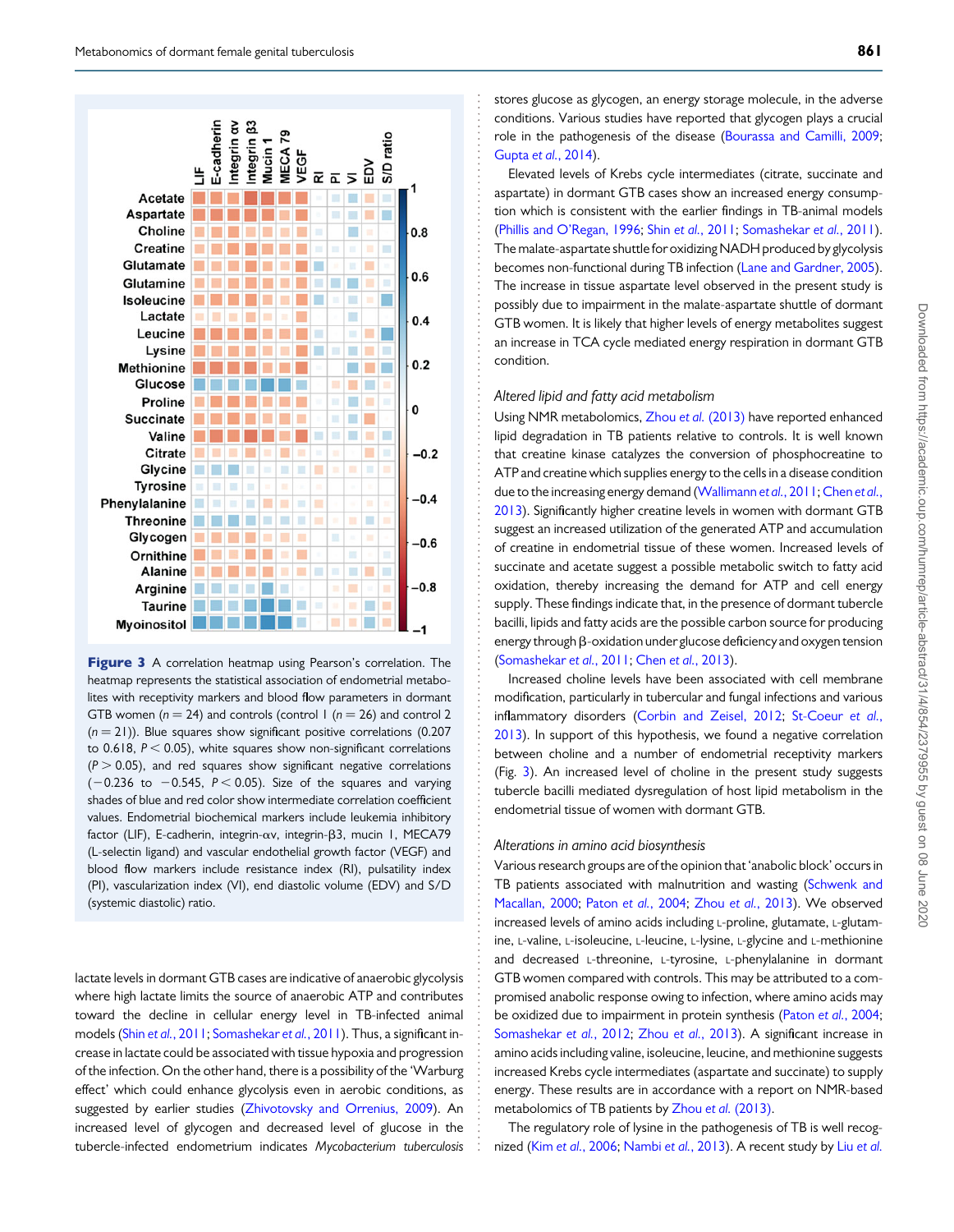**Figure 3** A correlation heatmap using Pearson's correlation. The heatmap represents the statistical association of endometrial metabolites with receptivity markers and blood flow parameters in dormant GTB women ($n = 24$) and controls (control 1 ($n = 26$) and control 2 ($n = 21$)). Blue squares show significant positive correlations (0.207 to 0.618, $P < 0.05$), white squares show non-significant correlations ($P > 0.05$), and red squares show significant negative correlations (−0.236 to −0.545, $P < 0.05$). Size of the squares and varying shades of blue and red color show intermediate correlation coefficient values. Endometrial biochemical markers include leukemia inhibitory factor (LIF), E-cadherin, integrin-αv, integrin-β3, mucin 1, MECA79 (L-selectin ligand) and vascular endothelial growth factor (VEGF) and blood flow markers include resistance index (RI), pulsatility index (PI), vascularization index (VI), end diastolic volume (EDV) and S/D (systemic diastolic) ratio.

lactate levels in dormant GTB cases are indicative of anaerobic glycolysis where high lactate limits the source of anaerobic ATP and contributes toward the decline in cellular energy level in TB-infected animal models (Shin *et al.*, 2011; Somashekar *et al.*, 2011). Thus, a significant increase in lactate could be associated with tissue hypoxia and progression of the infection. On the other hand, there is a possibility of the 'Warburg effect' which could enhance glycolysis even in aerobic conditions, as suggested by earlier studies (Zhivotovsky and Orrenius, 2009). An increased level of glycogen and decreased level of glucose in the tubercle-infected endometrium indicates *Mycobacterium tuberculosis* stores glucose as glycogen, an energy storage molecule, in the adverse conditions. Various studies have reported that glycogen plays a crucial role in the pathogenesis of the disease (Bourassa and Camilli, 2009; Gupta *et al.*, 2014).

Elevated levels of Krebs cycle intermediates (citrate, succinate and aspartate) in dormant GTB cases show an increased energy consumption which is consistent with the earlier findings in TB-animal models (Phillis and O'Regan, 1996; Shin *et al.*, 2011; Somashekar *et al.*, 2011). The malate-aspartate shuttle for oxidizing NADH produced by glycolysis becomes non-functional during TB infection (Lane and Gardner, 2005). The increase in tissue aspartate level observed in the present study is possibly due to impairment in the malate-aspartate shuttle of dormant GTB women. It is likely that higher levels of energy metabolites suggest an increase in TCA cycle mediated energy respiration in dormant GTB condition.

### Altered lipid and fatty acid metabolism

Using NMR metabolomics, Zhou *et al.* (2013) have reported enhanced lipid degradation in TB patients relative to controls. It is well known that creatine kinase catalyzes the conversion of phosphocreatine to ATP and creatine which supplies energy to the cells in a disease condition due to the increasing energy demand (Wallimann *et al.*, 2011; Chen *et al.*, 2013). Significantly higher creatine levels in women with dormant GTB suggest an increased utilization of the generated ATP and accumulation of creatine in endometrial tissue of these women. Increased levels of succinate and acetate suggest a possible metabolic switch to fatty acid oxidation, thereby increasing the demand for ATP and cell energy supply. These findings indicate that, in the presence of dormant tubercle bacilli, lipids and fatty acids are the possible carbon source for producing energy through β-oxidation under glucose deficiency and oxygen tension (Somashekar *et al.*, 2011; Chen *et al.*, 2013).

Increased choline levels have been associated with cell membrane modification, particularly in tubercular and fungal infections and various inflammatory disorders (Corbin and Zeisel, 2012; St-Coeur *et al.*, 2013). In support of this hypothesis, we found a negative correlation between choline and a number of endometrial receptivity markers (Fig. 3). An increased level of choline in the present study suggests tubercle bacilli mediated dysregulation of host lipid metabolism in the endometrial tissue of women with dormant GTB.

### Alterations in amino acid biosynthesis

Various research groups are of the opinion that 'anabolic block' occurs in TB patients associated with malnutrition and wasting (Schwenk and Macallan, 2000; Paton *et al.*, 2004; Zhou *et al.*, 2013). We observed increased levels of amino acids including L-proline, glutamate, L-glutamine, L-valine, L-isoleucine, L-leucine, L-lysine, L-glycine and L-methionine and decreased L-threonine, L-tyrosine, L-phenylalanine in dormant GTB women compared with controls. This may be attributed to a compromised anabolic response owing to infection, where amino acids may be oxidized due to impairment in protein synthesis (Paton *et al.*, 2004; Somashekar *et al.*, 2012; Zhou *et al.*, 2013). A significant increase in amino acids including valine, isoleucine, leucine, and methionine suggests increased Krebs cycle intermediates (aspartate and succinate) to supply energy. These results are in accordance with a report on NMR-based metabolomics of TB patients by Zhou *et al.* (2013).

The regulatory role of lysine in the pathogenesis of TB is well recognized (Kim *et al.*, 2006; Nambi *et al.*, 2013). A recent study by Liu *et al.*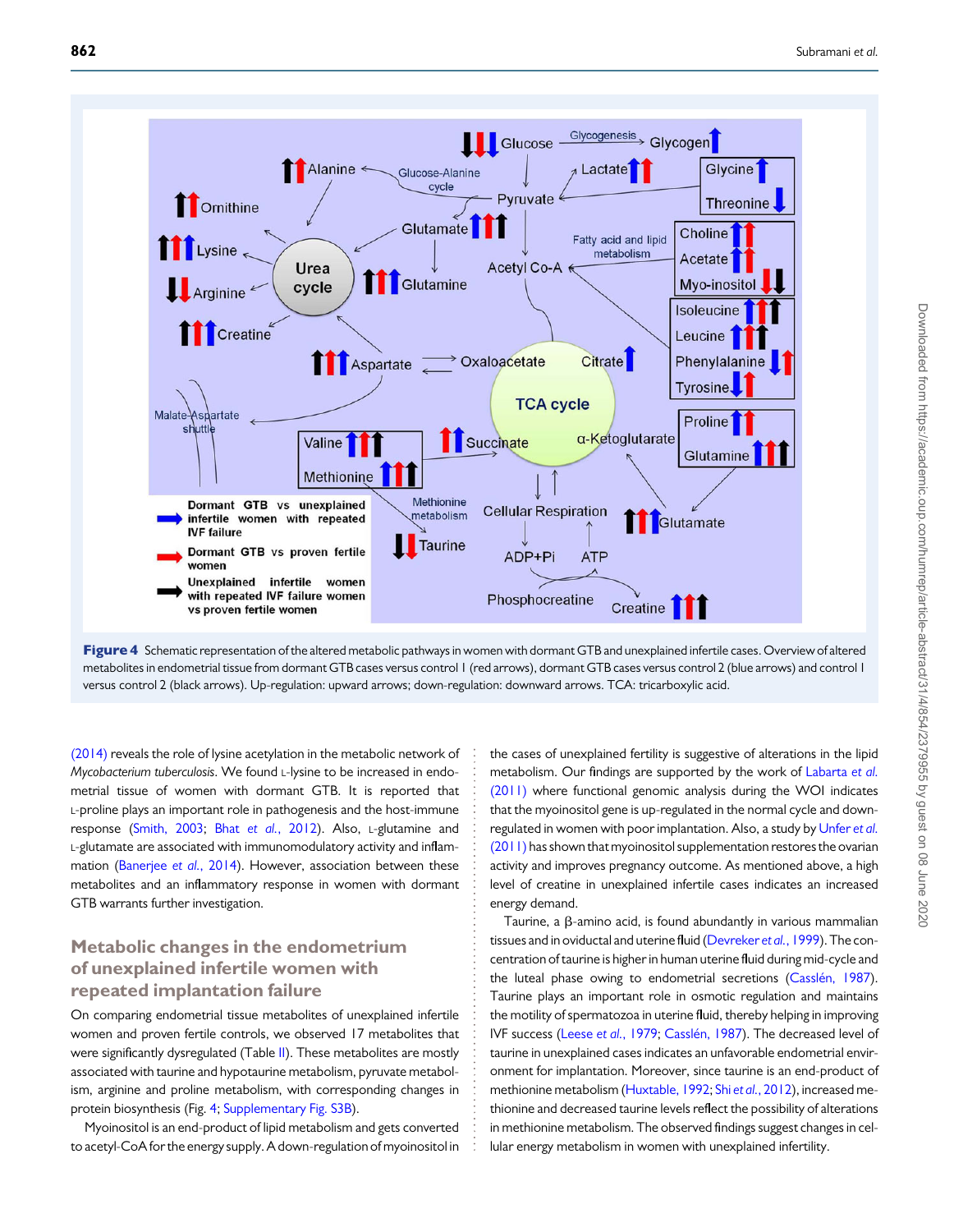**Figure 4** Schematic representation of the altered metabolic pathways in women with dormant GTB and unexplained infertile cases. Overview of altered metabolites in endometrial tissue from dormant GTB cases versus control 1 (red arrows), dormant GTB cases versus control 2 (blue arrows) and control 1 versus control 2 (black arrows). Up-regulation: upward arrows; down-regulation: downward arrows. TCA: tricarboxylic acid.

(2014) reveals the role of lysine acetylation in the metabolic network of *Mycobacterium tuberculosis*. We found L-lysine to be increased in endometrial tissue of women with dormant GTB. It is reported that L-proline plays an important role in pathogenesis and the host-immune response (Smith, 2003; Bhat *et al.*, 2012). Also, L-glutamine and L-glutamate are associated with immunomodulatory activity and inflammation (Banerjee *et al.*, 2014). However, association between these metabolites and an inflammatory response in women with dormant GTB warrants further investigation.

## Metabolic changes in the endometrium of unexplained infertile women with repeated implantation failure

On comparing endometrial tissue metabolites of unexplained infertile women and proven fertile controls, we observed 17 metabolites that were significantly dysregulated (Table II). These metabolites are mostly associated with taurine and hypotaurine metabolism, pyruvate metabolism, arginine and proline metabolism, with corresponding changes in protein biosynthesis (Fig. 4; Supplementary Fig. S3B).

Myoinositol is an end-product of lipid metabolism and gets converted to acetyl-CoA for the energy supply. A down-regulation of myoinositol in the cases of unexplained fertility is suggestive of alterations in the lipid metabolism. Our findings are supported by the work of Labarta *et al.* (2011) where functional genomic analysis during the WOI indicates that the myoinositol gene is up-regulated in the normal cycle and down-regulated in women with poor implantation. Also, a study by Unfer *et al.* (2011) has shown that myoinositol supplementation restores the ovarian activity and improves pregnancy outcome. As mentioned above, a high level of creatine in unexplained infertile cases indicates an increased energy demand.

Taurine, a β-amino acid, is found abundantly in various mammalian tissues and in oviductal and uterine fluid (Devreker *et al.*, 1999). The concentration of taurine is higher in human uterine fluid during mid-cycle and the luteal phase owing to endometrial secretions (Casslén, 1987). Taurine plays an important role in osmotic regulation and maintains the motility of spermatozoa in uterine fluid, thereby helping in improving IVF success (Leese *et al.*, 1979; Casslén, 1987). The decreased level of taurine in unexplained cases indicates an unfavorable endometrial environment for implantation. Moreover, since taurine is an end-product of methionine metabolism (Huxtable, 1992; Shi *et al.*, 2012), increased methionine and decreased taurine levels reflect the possibility of alterations in methionine metabolism. The observed findings suggest changes in cellular energy metabolism in women with unexplained infertility.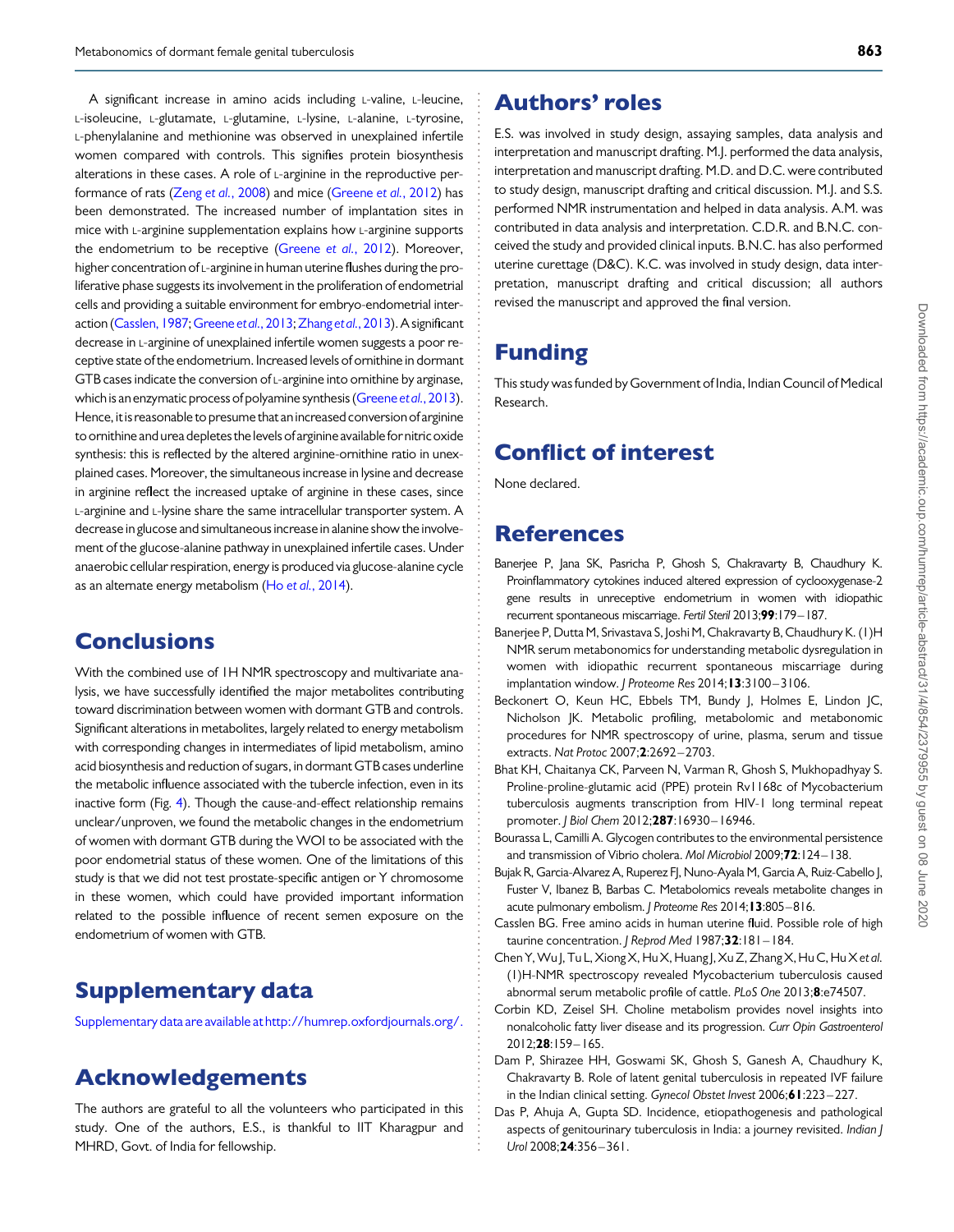A significant increase in amino acids including L-valine, L-leucine, L-isoleucine, L-glutamate, L-glutamine, L-lysine, L-alanine, L-tyrosine, L-phenylalanine and methionine was observed in unexplained infertile women compared with controls. This signifies protein biosynthesis alterations in these cases. A role of L-arginine in the reproductive performance of rats (Zeng *et al.*, 2008) and mice (Greene *et al.*, 2012) has been demonstrated. The increased number of implantation sites in mice with L-arginine supplementation explains how L-arginine supports the endometrium to be receptive (Greene *et al.*, 2012). Moreover, higher concentration of L-arginine in human uterine flushes during the proliferative phase suggests its involvement in the proliferation of endometrial cells and providing a suitable environment for embryo-endometrial interaction (Casslen, 1987; Greene *et al.*, 2013; Zhang *et al.*, 2013). A significant decrease in L-arginine of unexplained infertile women suggests a poor receptive state of the endometrium. Increased levels of ornithine in dormant GTB cases indicate the conversion of L-arginine into ornithine by arginase, which is an enzymatic process of polyamine synthesis (Greene *et al.*, 2013). Hence, it is reasonable to presume that an increased conversion of arginine to ornithine and urea depletes the levels of arginine available for nitric oxide synthesis: this is reflected by the altered arginine-ornithine ratio in unexplained cases. Moreover, the simultaneous increase in lysine and decrease in arginine reflect the increased uptake of arginine in these cases, since L-arginine and L-lysine share the same intracellular transporter system. A decrease in glucose and simultaneous increase in alanine show the involvement of the glucose-alanine pathway in unexplained infertile cases. Under anaerobic cellular respiration, energy is produced via glucose-alanine cycle as an alternate energy metabolism (Ho *et al.*, 2014).

# Conclusions

With the combined use of 1H NMR spectroscopy and multivariate analysis, we have successfully identified the major metabolites contributing toward discrimination between women with dormant GTB and controls. Significant alterations in metabolites, largely related to energy metabolism with corresponding changes in intermediates of lipid metabolism, amino acid biosynthesis and reduction of sugars, in dormant GTB cases underline the metabolic influence associated with the tubercle infection, even in its inactive form (Fig. 4). Though the cause-and-effect relationship remains unclear/unproven, we found the metabolic changes in the endometrium of women with dormant GTB during the WOI to be associated with the poor endometrial status of these women. One of the limitations of this study is that we did not test prostate-specific antigen or Y chromosome in these women, which could have provided important information related to the possible influence of recent semen exposure on the endometrium of women with GTB.

# Supplementary data

Supplementary data are available at http://humrep.oxfordjournals.org/.

# Acknowledgements

The authors are grateful to all the volunteers who participated in this study. One of the authors, E.S., is thankful to IIT Kharagpur and MHRD, Govt. of India for fellowship.

# Authors' roles

E.S. was involved in study design, assaying samples, data analysis and interpretation and manuscript drafting. M.J. performed the data analysis, interpretation and manuscript drafting. M.D. and D.C. were contributed to study design, manuscript drafting and critical discussion. M.J. and S.S. performed NMR instrumentation and helped in data analysis. A.M. was contributed in data analysis and interpretation. C.D.R. and B.N.C. conceived the study and provided clinical inputs. B.N.C. has also performed uterine curettage (D&C). K.C. was involved in study design, data interpretation, manuscript drafting and critical discussion; all authors revised the manuscript and approved the final version.

# Funding

This study was funded by Government of India, Indian Council of Medical Research.

# Conflict of interest

None declared.

# References

Banerjee P, Jana SK, Pasricha P, Ghosh S, Chakravarty B, Chaudhury K. Proinflammatory cytokines induced altered expression of cyclooxygenase-2 gene results in unreceptive endometrium in women with idiopathic recurrent spontaneous miscarriage. *Fertil Steril* 2013;**99**:179–187.

Banerjee P, Dutta M, Srivastava S, Joshi M, Chakravarty B, Chaudhury K. (1)H NMR serum metabonomics for understanding metabolic dysregulation in women with idiopathic recurrent spontaneous miscarriage during implantation window. *J Proteome Res* 2014;**13**:3100–3106.

Beckonert O, Keun HC, Ebbels TM, Bundy J, Holmes E, Lindon JC, Nicholson JK. Metabolic profiling, metabolomic and metabonomic procedures for NMR spectroscopy of urine, plasma, serum and tissue extracts. *Nat Protoc* 2007;**2**:2692–2703.

Bhat KH, Chaitanya CK, Parveen N, Varman R, Ghosh S, Mukhopadhyay S. Proline-proline-glutamic acid (PPE) protein Rv1168c of Mycobacterium tuberculosis augments transcription from HIV-1 long terminal repeat promoter. *J Biol Chem* 2012;**287**:16930–16946.

Bourassa L, Camilli A. Glycogen contributes to the environmental persistence and transmission of Vibrio cholera. *Mol Microbiol* 2009;**72**:124–138.

Bujak R, Garcia-Alvarez A, Ruperez FJ, Nuno-Ayala M, Garcia A, Ruiz-Cabello J, Fuster V, Ibanez B, Barbas C. Metabolomics reveals metabolite changes in acute pulmonary embolism. *J Proteome Res* 2014;**13**:805–816.

Casslen BG. Free amino acids in human uterine fluid. Possible role of high taurine concentration. *J Reprod Med* 1987;**32**:181–184.

Chen Y, Wu J, Tu L, Xiong X, Hu X, Huang J, Xu Z, Zhang X, Hu C, Hu X *et al.* (1)H-NMR spectroscopy revealed Mycobacterium tuberculosis caused abnormal serum metabolic profile of cattle. *PLoS One* 2013;**8**:e74507.

Corbin KD, Zeisel SH. Choline metabolism provides novel insights into nonalcoholic fatty liver disease and its progression. *Curr Opin Gastroenterol* 2012;**28**:159–165.

Dam P, Shirazee HH, Goswami SK, Ghosh S, Ganesh A, Chaudhury K, Chakravarty B. Role of latent genital tuberculosis in repeated IVF failure in the Indian clinical setting. *Gynecol Obstet Invest* 2006;**61**:223–227.

Das P, Ahuja A, Gupta SD. Incidence, etiopathogenesis and pathological aspects of genitourinary tuberculosis in India: a journey revisited. *Indian J Urol* 2008;**24**:356–361.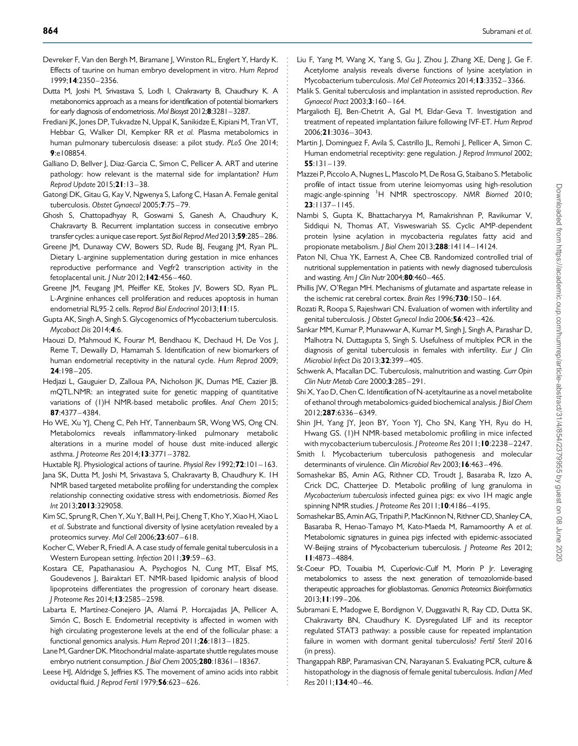Devreker F, Van den Bergh M, Biramane J, Winston RL, Englert Y, Hardy K. Effects of taurine on human embryo development in vitro. *Hum Reprod* 1999;**14**:2350–2356.

Dutta M, Joshi M, Srivastava S, Lodh I, Chakravarty B, Chaudhury K. A metabonomics approach as a means for identification of potential biomarkers for early diagnosis of endometriosis. *Mol Biosyst* 2012;**8**:3281–3287.

Frediani JK, Jones DP, Tukvadze N, Uppal K, Sanikidze E, Kipiani M, Tran VT, Hebbar G, Walker DI, Kempker RR *et al.* Plasma metabolomics in human pulmonary tuberculosis disease: a pilot study. *PLoS One* 2014; **9**:e108854.

Galliano D, Bellver J, Diaz-Garcia C, Simon C, Pellicer A. ART and uterine pathology: how relevant is the maternal side for implantation? *Hum Reprod Update* 2015;**21**:13–38.

Gatongi DK, Gitau G, Kay V, Ngwenya S, Lafong C, Hasan A. Female genital tuberculosis. *Obstet Gynaecol* 2005;**7**:75–79.

Ghosh S, Chattopadhyay R, Goswami S, Ganesh A, Chaudhury K, Chakravarty B. Recurrent implantation success in consecutive embryo transfer cycles: a unique case report. *Syst Biol Reprod Med* 2013;**59**:285–286.

Greene JM, Dunaway CW, Bowers SD, Rude BJ, Feugang JM, Ryan PL. Dietary L-arginine supplementation during gestation in mice enhances reproductive performance and Vegfr2 transcription activity in the fetoplacental unit. *J Nutr* 2012;**142**:456–460.

Greene JM, Feugang JM, Pfeiffer KE, Stokes JV, Bowers SD, Ryan PL. L-Arginine enhances cell proliferation and reduces apoptosis in human endometrial RL95-2 cells. *Reprod Biol Endocrinol* 2013;**11**:15.

Gupta AK, Singh A, Singh S. Glycogenomics of Mycobacterium tuberculosis. *Mycobact Dis* 2014;**4**:6.

Haouzi D, Mahmoud K, Fourar M, Bendhaou K, Dechaud H, De Vos J, Reme T, Dewailly D, Hamamah S. Identification of new biomarkers of human endometrial receptivity in the natural cycle. *Hum Reprod* 2009; **24**:198–205.

Hedjazi L, Gauguier D, Zalloua PA, Nicholson JK, Dumas ME, Cazier JB. mQTL.NMR: an integrated suite for genetic mapping of quantitative variations of (1)H NMR-based metabolic profiles. *Anal Chem* 2015; **87**:4377–4384.

Ho WE, Xu YJ, Cheng C, Peh HY, Tannenbaum SR, Wong WS, Ong CN. Metabolomics reveals inflammatory-linked pulmonary metabolic alterations in a murine model of house dust mite-induced allergic asthma. *J Proteome Res* 2014;**13**:3771–3782.

Huxtable RJ. Physiological actions of taurine. *Physiol Rev* 1992;**72**:101–163.

Jana SK, Dutta M, Joshi M, Srivastava S, Chakravarty B, Chaudhury K. 1H NMR based targeted metabolite profiling for understanding the complex relationship connecting oxidative stress with endometriosis. *Biomed Res Int* 2013;**2013**:329058.

Kim SC, Sprung R, Chen Y, Xu Y, Ball H, Pei J, Cheng T, Kho Y, Xiao H, Xiao L *et al.* Substrate and functional diversity of lysine acetylation revealed by a proteomics survey. *Mol Cell* 2006;**23**:607–618.

Kocher C, Weber R, Friedl A. A case study of female genital tuberculosis in a Western European setting. *Infection* 2011;**39**:59–63.

Kostara CE, Papathanasiou A, Psychogios N, Cung MT, Elisaf MS, Goudevenos J, Bairaktari ET. NMR-based lipidomic analysis of blood lipoproteins differentiates the progression of coronary heart disease. *J Proteome Res* 2014;**13**:2585–2598.

Labarta E, Martínez-Conejero JA, Alamá P, Horcajadas JA, Pellicer A, Simón C, Bosch E. Endometrial receptivity is affected in women with high circulating progesterone levels at the end of the follicular phase: a functional genomics analysis. *Hum Reprod* 2011;**26**:1813–1825.

Lane M, Gardner DK. Mitochondrial malate-aspartate shuttle regulates mouse embryo nutrient consumption. *J Biol Chem* 2005;**280**:18361–18367.

Leese HJ, Aldridge S, Jeffries KS. The movement of amino acids into rabbit oviductal fluid. *J Reprod Fertil* 1979;**56**:623–626.

Liu F, Yang M, Wang X, Yang S, Gu J, Zhou J, Zhang XE, Deng J, Ge F. Acetylome analysis reveals diverse functions of lysine acetylation in Mycobacterium tuberculosis. *Mol Cell Proteomics* 2014;**13**:3352–3366.

Malik S. Genital tuberculosis and implantation in assisted reproduction. *Rev Gynaecol Pract* 2003;**3**:160–164.

Margalioth EJ, Ben-Chetrit A, Gal M, Eldar-Geva T. Investigation and treatment of repeated implantation failure following IVF-ET. *Hum Reprod* 2006;**21**:3036–3043.

Martin J, Dominguez F, Avila S, Castrillo JL, Remohi J, Pellicer A, Simon C. Human endometrial receptivity: gene regulation. *J Reprod Immunol* 2002; **55**:131–139.

Mazzei P, Piccolo A, Nugnes L, Mascolo M, De Rosa G, Staibano S. Metabolic profile of intact tissue from uterine leiomyomas using high-resolution magic-angle-spinning $^{1}$H NMR spectroscopy. *NMR Biomed* 2010; **23**:1137–1145.

Nambi S, Gupta K, Bhattacharyya M, Ramakrishnan P, Ravikumar V, Siddiqui N, Thomas AT, Visweswariah SS. Cyclic AMP-dependent protein lysine acylation in mycobacteria regulates fatty acid and propionate metabolism. *J Biol Chem* 2013;**288**:14114–14124.

Paton NI, Chua YK, Earnest A, Chee CB. Randomized controlled trial of nutritional supplementation in patients with newly diagnosed tuberculosis and wasting. *Am J Clin Nutr* 2004;**80**:460–465.

Phillis JW, O'Regan MH. Mechanisms of glutamate and aspartate release in the ischemic rat cerebral cortex. *Brain Res* 1996;**730**:150–164.

Rozati R, Roopa S, Rajeshwari CN. Evaluation of women with infertility and genital tuberculosis. *J Obstet Gynecol India* 2006;**56**:423–426.

Sankar MM, Kumar P, Munawwar A, Kumar M, Singh J, Singh A, Parashar D, Malhotra N, Duttagupta S, Singh S. Usefulness of multiplex PCR in the diagnosis of genital tuberculosis in females with infertility. *Eur J Clin Microbiol Infect Dis* 2013;**32**:399–405.

Schwenk A, Macallan DC. Tuberculosis, malnutrition and wasting. *Curr Opin Clin Nutr Metab Care* 2000;**3**:285–291.

Shi X, Yao D, Chen C. Identification of N-acetyltaurine as a novel metabolite of ethanol through metabolomics-guided biochemical analysis. *J Biol Chem* 2012;**287**:6336–6349.

Shin JH, Yang JY, Jeon BY, Yoon YJ, Cho SN, Kang YH, Ryu do H, Hwang GS. (1)H NMR-based metabolomic profiling in mice infected with mycobacterium tuberculosis. *J Proteome Res* 2011;**10**:2238–2247.

Smith I. Mycobacterium tuberculosis pathogenesis and molecular determinants of virulence. *Clin Microbiol Rev* 2003;**16**:463–496.

Somashekar BS, Amin AG, Rithner CD, Troudt J, Basaraba R, Izzo A, Crick DC, Chatterjee D. Metabolic profiling of lung granuloma in *Mycobacterium tuberculosis* infected guinea pigs: ex vivo 1H magic angle spinning NMR studies. *J Proteome Res* 2011;**10**:4186–4195.

Somashekar BS, Amin AG, Tripathi P, MacKinnon N, Rithner CD, Shanley CA, Basaraba R, Henao-Tamayo M, Kato-Maeda M, Ramamoorthy A *et al.* Metabolomic signatures in guinea pigs infected with epidemic-associated W-Beijing strains of Mycobacterium tuberculosis. *J Proteome Res* 2012; **11**:4873–4884.

St-Coeur PD, Touaibia M, Cuperlovic-Culf M, Morin P Jr. Leveraging metabolomics to assess the next generation of temozolomide-based therapeutic approaches for glioblastomas. *Genomics Proteomics Bioinformatics* 2013;**11**:199–206.

Subramani E, Madogwe E, Bordignon V, Duggavathi R, Ray CD, Dutta SK, Chakravarty BN, Chaudhury K. Dysregulated LIF and its receptor regulated STAT3 pathway: a possible cause for repeated implantation failure in women with dormant genital tuberculosis? *Fertil Steril* 2016 (in press).

Thangappah RBP, Paramasivan CN, Narayanan S. Evaluating PCR, culture & histopathology in the diagnosis of female genital tuberculosis. *Indian J Med Res* 2011;**134**:40–46.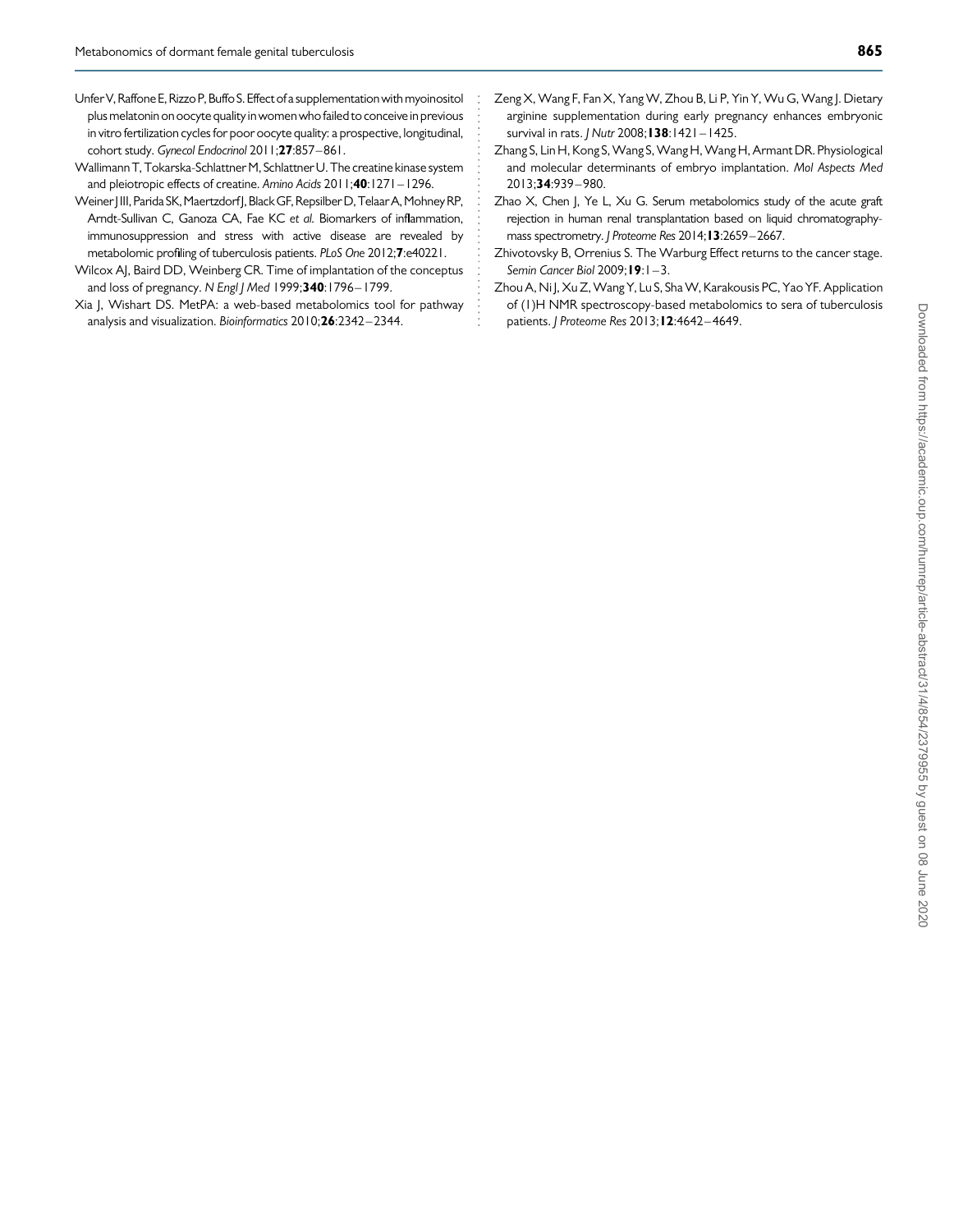Unfer V, Raffone E, Rizzo P, Buffo S. Effect of a supplementation with myoinositol plus melatonin on oocyte quality in women who failed to conceive in previous in vitro fertilization cycles for poor oocyte quality: a prospective, longitudinal, cohort study. *Gynecol Endocrinol* 2011;**27**:857–861.

Wallimann T, Tokarska-Schlattner M, Schlattner U. The creatine kinase system and pleiotropic effects of creatine. *Amino Acids* 2011;**40**:1271–1296.

Weiner J III, Parida SK, Maertzdorf J, Black GF, Repsilber D, Telaar A, Mohney RP, Arndt-Sullivan C, Ganoza CA, Fae KC *et al.* Biomarkers of inflammation, immunosuppression and stress with active disease are revealed by metabolomic profiling of tuberculosis patients. *PLoS One* 2012;**7**:e40221.

Wilcox AJ, Baird DD, Weinberg CR. Time of implantation of the conceptus and loss of pregnancy. *N Engl J Med* 1999;**340**:1796–1799.

Xia J, Wishart DS. MetPA: a web-based metabolomics tool for pathway analysis and visualization. *Bioinformatics* 2010;**26**:2342–2344.

Zeng X, Wang F, Fan X, Yang W, Zhou B, Li P, Yin Y, Wu G, Wang J. Dietary arginine supplementation during early pregnancy enhances embryonic survival in rats. *J Nutr* 2008;**138**:1421–1425.

Zhang S, Lin H, Kong S, Wang S, Wang H, Wang H, Armant DR. Physiological and molecular determinants of embryo implantation. *Mol Aspects Med* 2013;**34**:939–980.

Zhao X, Chen J, Ye L, Xu G. Serum metabolomics study of the acute graft rejection in human renal transplantation based on liquid chromatography-mass spectrometry. *J Proteome Res* 2014;**13**:2659–2667.

Zhivotovsky B, Orrenius S. The Warburg Effect returns to the cancer stage. *Semin Cancer Biol* 2009;**19**:1–3.

Zhou A, Ni J, Xu Z, Wang Y, Lu S, Sha W, Karakousis PC, Yao YF. Application of (1)H NMR spectroscopy-based metabolomics to sera of tuberculosis patients. *J Proteome Res* 2013;**12**:4642–4649.